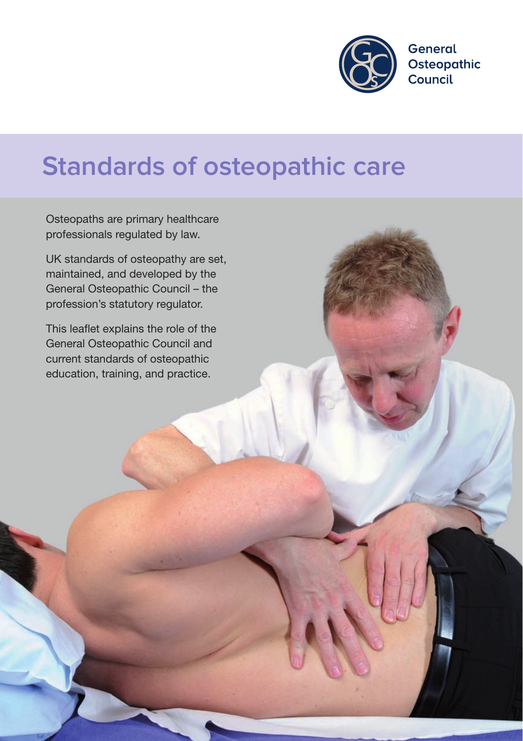General Osteopathic Council

# Standards of osteopathic care

Osteopaths are primary healthcare professionals regulated by law.

UK standards of osteopathy are set, maintained, and developed by the General Osteopathic Council – the profession's statutory regulator.

This leaflet explains the role of the General Osteopathic Council and current standards of osteopathic education, training, and practice.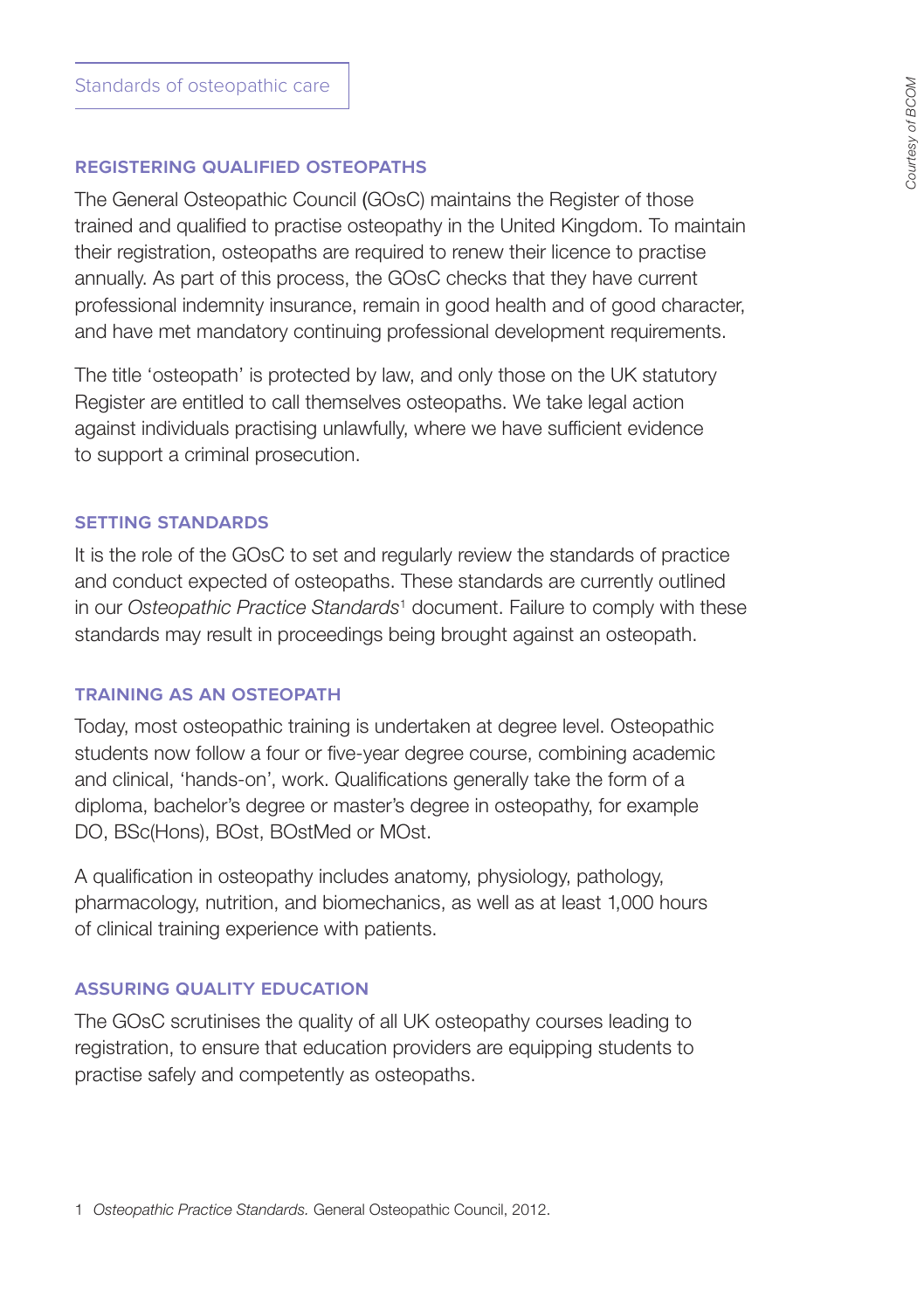## REGISTERING QUALIFIED OSTEOPATHS

The General Osteopathic Council (GOsC) maintains the Register of those trained and qualified to practise osteopathy in the United Kingdom. To maintain their registration, osteopaths are required to renew their licence to practise annually. As part of this process, the GOsC checks that they have current professional indemnity insurance, remain in good health and of good character, and have met mandatory continuing professional development requirements.

The title 'osteopath' is protected by law, and only those on the UK statutory Register are entitled to call themselves osteopaths. We take legal action against individuals practising unlawfully, where we have sufficient evidence to support a criminal prosecution.

## SETTING STANDARDS

It is the role of the GOsC to set and regularly review the standards of practice and conduct expected of osteopaths. These standards are currently outlined in our *Osteopathic Practice Standards*[1] document. Failure to comply with these standards may result in proceedings being brought against an osteopath.

## TRAINING AS AN OSTEOPATH

Today, most osteopathic training is undertaken at degree level. Osteopathic students now follow a four or five-year degree course, combining academic and clinical, 'hands-on', work. Qualifications generally take the form of a diploma, bachelor's degree or master's degree in osteopathy, for example DO, BSc(Hons), BOst, BOstMed or MOst.

A qualification in osteopathy includes anatomy, physiology, pathology, pharmacology, nutrition, and biomechanics, as well as at least 1,000 hours of clinical training experience with patients.

## ASSURING QUALITY EDUCATION

The GOsC scrutinises the quality of all UK osteopathy courses leading to registration, to ensure that education providers are equipping students to practise safely and competently as osteopaths.

1 *Osteopathic Practice Standards.* General Osteopathic Council, 2012.

*Courtesy of BCOM*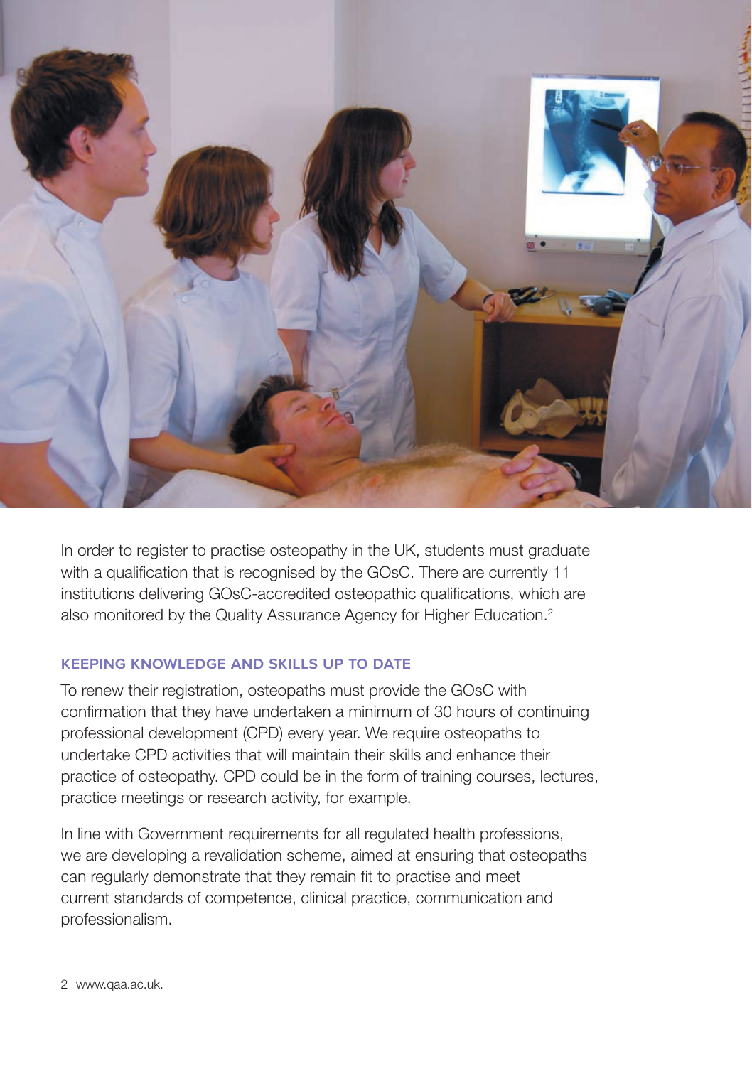In order to register to practise osteopathy in the UK, students must graduate with a qualification that is recognised by the GOsC. There are currently 11 institutions delivering GOsC-accredited osteopathic qualifications, which are also monitored by the Quality Assurance Agency for Higher Education.[2]

## KEEPING KNOWLEDGE AND SKILLS UP TO DATE

To renew their registration, osteopaths must provide the GOsC with confirmation that they have undertaken a minimum of 30 hours of continuing professional development (CPD) every year. We require osteopaths to undertake CPD activities that will maintain their skills and enhance their practice of osteopathy. CPD could be in the form of training courses, lectures, practice meetings or research activity, for example.

In line with Government requirements for all regulated health professions, we are developing a revalidation scheme, aimed at ensuring that osteopaths can regularly demonstrate that they remain fit to practise and meet current standards of competence, clinical practice, communication and professionalism.

2 www.qaa.ac.uk.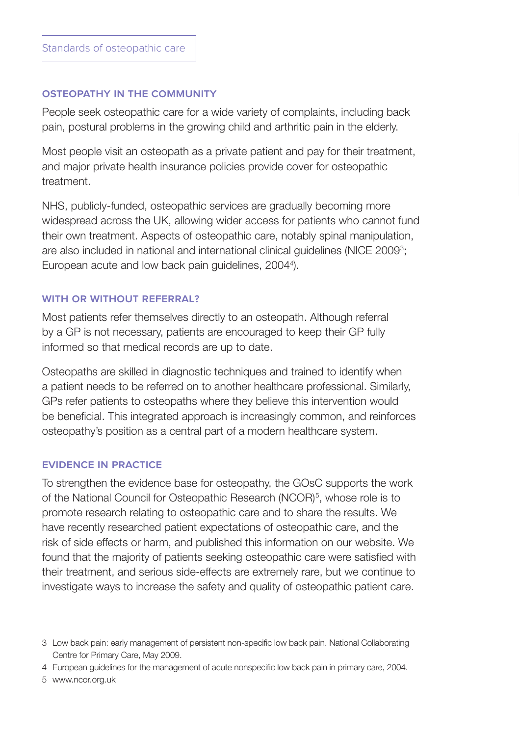## OSTEOPATHY IN THE COMMUNITY

People seek osteopathic care for a wide variety of complaints, including back pain, postural problems in the growing child and arthritic pain in the elderly.

Most people visit an osteopath as a private patient and pay for their treatment, and major private health insurance policies provide cover for osteopathic treatment.

NHS, publicly-funded, osteopathic services are gradually becoming more widespread across the UK, allowing wider access for patients who cannot fund their own treatment. Aspects of osteopathic care, notably spinal manipulation, are also included in national and international clinical guidelines (NICE 2009[3]; European acute and low back pain guidelines, 2004[4]).

## WITH OR WITHOUT REFERRAL?

Most patients refer themselves directly to an osteopath. Although referral by a GP is not necessary, patients are encouraged to keep their GP fully informed so that medical records are up to date.

Osteopaths are skilled in diagnostic techniques and trained to identify when a patient needs to be referred on to another healthcare professional. Similarly, GPs refer patients to osteopaths where they believe this intervention would be beneficial. This integrated approach is increasingly common, and reinforces osteopathy's position as a central part of a modern healthcare system.

## EVIDENCE IN PRACTICE

To strengthen the evidence base for osteopathy, the GOsC supports the work of the National Council for Osteopathic Research (NCOR)[5], whose role is to promote research relating to osteopathic care and to share the results. We have recently researched patient expectations of osteopathic care, and the risk of side effects or harm, and published this information on our website. We found that the majority of patients seeking osteopathic care were satisfied with their treatment, and serious side-effects are extremely rare, but we continue to investigate ways to increase the safety and quality of osteopathic patient care.

3 Low back pain: early management of persistent non-specific low back pain. National Collaborating Centre for Primary Care, May 2009.

4 European guidelines for the management of acute nonspecific low back pain in primary care, 2004.

5 www.ncor.org.uk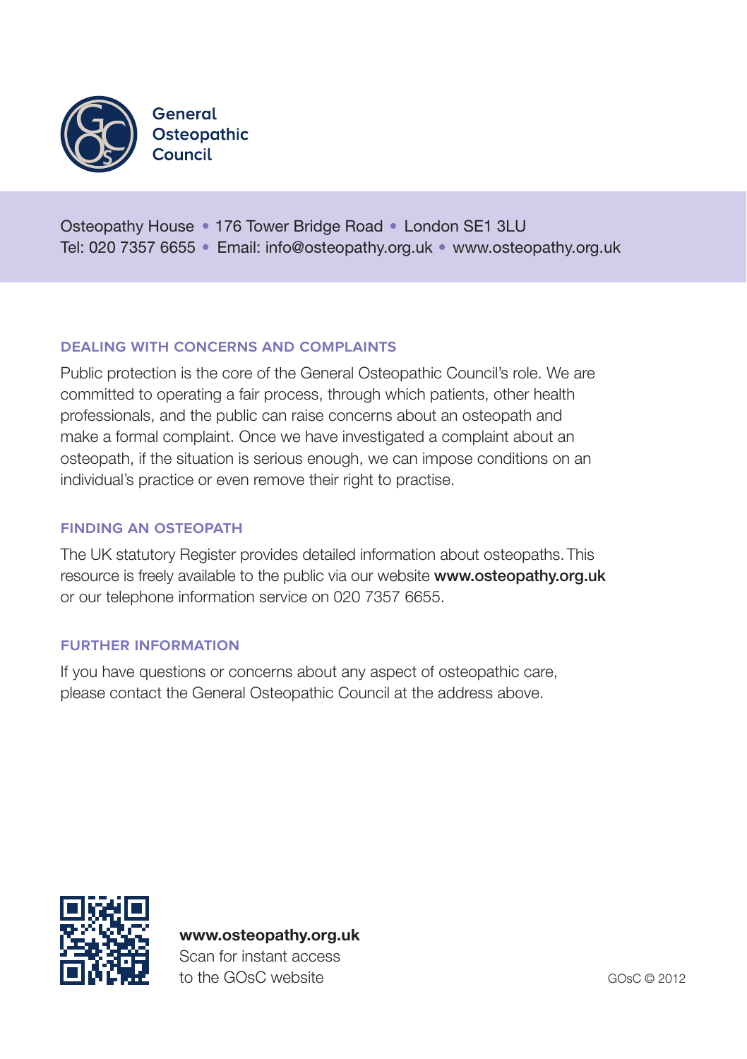General Osteopathic Council

Osteopathy House • 176 Tower Bridge Road • London SE1 3LU
Tel: 020 7357 6655 • Email: info@osteopathy.org.uk • www.osteopathy.org.uk

## DEALING WITH CONCERNS AND COMPLAINTS

Public protection is the core of the General Osteopathic Council's role. We are committed to operating a fair process, through which patients, other health professionals, and the public can raise concerns about an osteopath and make a formal complaint. Once we have investigated a complaint about an osteopath, if the situation is serious enough, we can impose conditions on an individual's practice or even remove their right to practise.

## FINDING AN OSTEOPATH

The UK statutory Register provides detailed information about osteopaths. This resource is freely available to the public via our website **www.osteopathy.org.uk** or our telephone information service on 020 7357 6655.

## FURTHER INFORMATION

If you have questions or concerns about any aspect of osteopathic care, please contact the General Osteopathic Council at the address above.

**www.osteopathy.org.uk**
Scan for instant access
to the GOsC website

GOsC © 2012